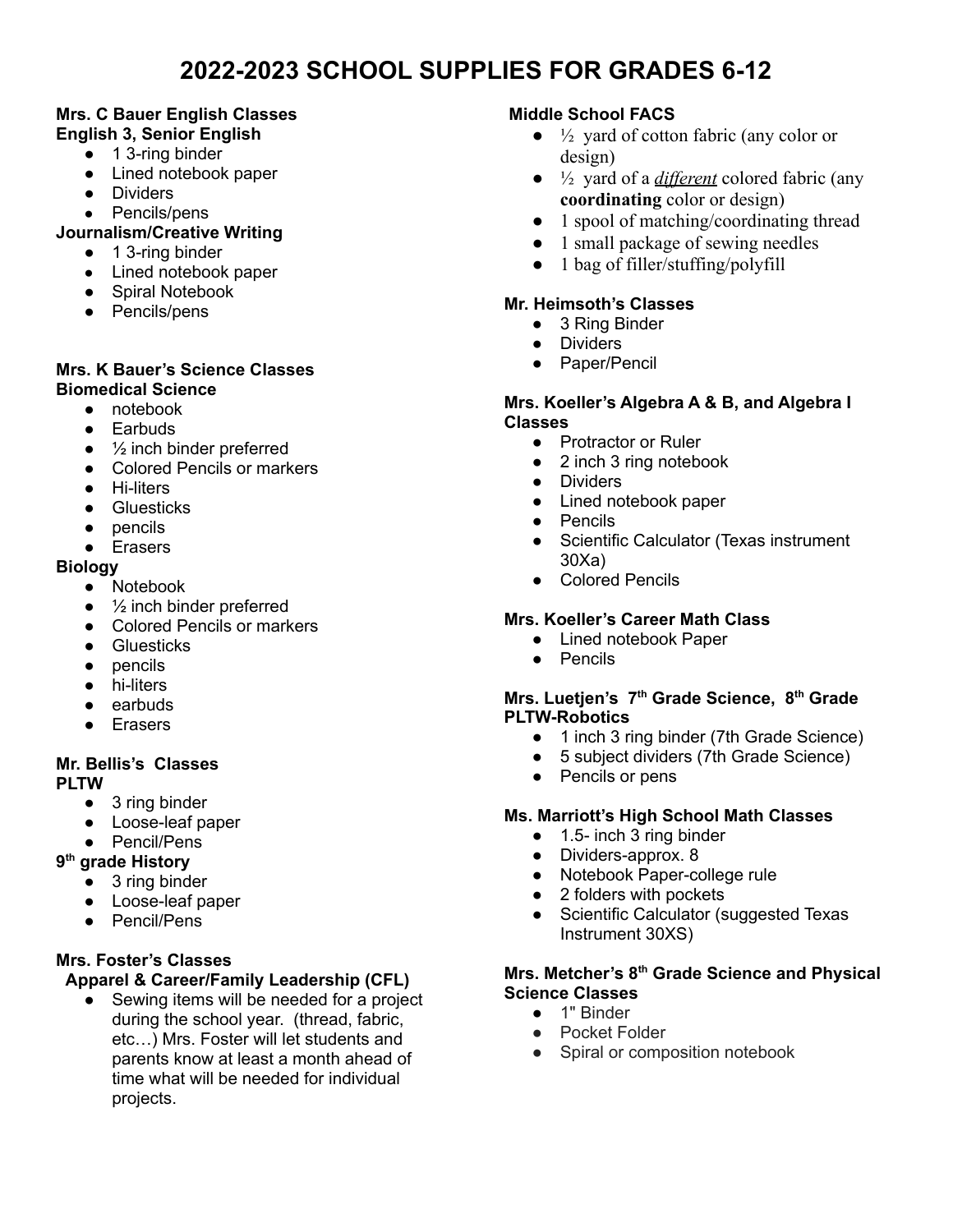# 2022-2023 SCHOOL SUPPLIES FOR GRADES 6-12

**Mrs. C Bauer English Classes**
**English 3, Senior English**

- 1 3-ring binder
- Lined notebook paper
- Dividers
- Pencils/pens

**Journalism/Creative Writing**

- 1 3-ring binder
- Lined notebook paper
- Spiral Notebook
- Pencils/pens

**Mrs. K Bauer's Science Classes**
**Biomedical Science**

- notebook
- Earbuds
- ½ inch binder preferred
- Colored Pencils or markers
- Hi-liters
- Gluesticks
- pencils
- Erasers

**Biology**

- Notebook
- ½ inch binder preferred
- Colored Pencils or markers
- Gluesticks
- pencils
- hi-liters
- earbuds
- Erasers

**Mr. Bellis's Classes**
**PLTW**

- 3 ring binder
- Loose-leaf paper
- Pencil/Pens

**9th grade History**

- 3 ring binder
- Loose-leaf paper
- Pencil/Pens

**Mrs. Foster's Classes**
**Apparel & Career/Family Leadership (CFL)**

- Sewing items will be needed for a project during the school year. (thread, fabric, etc…) Mrs. Foster will let students and parents know at least a month ahead of time what will be needed for individual projects.

**Middle School FACS**

- ½ yard of cotton fabric (any color or design)
- ½ yard of a ***different*** colored fabric (any **coordinating** color or design)
- 1 spool of matching/coordinating thread
- 1 small package of sewing needles
- 1 bag of filler/stuffing/polyfill

**Mr. Heimsoth's Classes**

- 3 Ring Binder
- Dividers
- Paper/Pencil

**Mrs. Koeller's Algebra A & B, and Algebra I Classes**

- Protractor or Ruler
- 2 inch 3 ring notebook
- Dividers
- Lined notebook paper
- Pencils
- Scientific Calculator (Texas instrument 30Xa)
- Colored Pencils

**Mrs. Koeller's Career Math Class**

- Lined notebook Paper
- Pencils

**Mrs. Luetjen's 7th Grade Science, 8th Grade PLTW-Robotics**

- 1 inch 3 ring binder (7th Grade Science)
- 5 subject dividers (7th Grade Science)
- Pencils or pens

**Ms. Marriott's High School Math Classes**

- 1.5- inch 3 ring binder
- Dividers-approx. 8
- Notebook Paper-college rule
- 2 folders with pockets
- Scientific Calculator (suggested Texas Instrument 30XS)

**Mrs. Metcher's 8th Grade Science and Physical Science Classes**

- 1" Binder
- Pocket Folder
- Spiral or composition notebook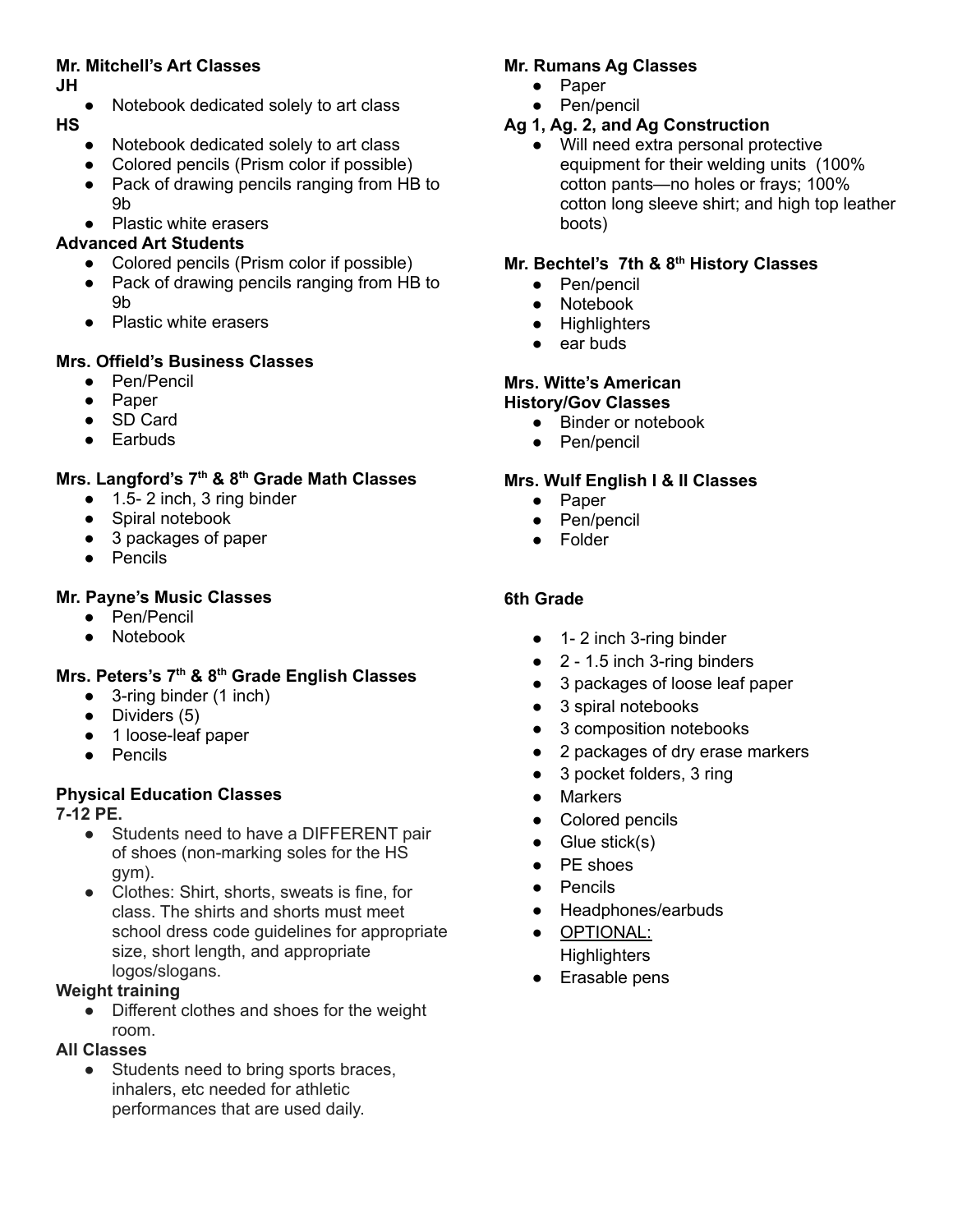**Mr. Mitchell's Art Classes**

**JH**

- Notebook dedicated solely to art class

**HS**

- Notebook dedicated solely to art class
- Colored pencils (Prism color if possible)
- Pack of drawing pencils ranging from HB to 9b
- Plastic white erasers

**Advanced Art Students**

- Colored pencils (Prism color if possible)
- Pack of drawing pencils ranging from HB to 9b
- Plastic white erasers

**Mrs. Offield's Business Classes**

- Pen/Pencil
- Paper
- SD Card
- Earbuds

**Mrs. Langford's 7th & 8th Grade Math Classes**

- 1.5- 2 inch, 3 ring binder
- Spiral notebook
- 3 packages of paper
- Pencils

**Mr. Payne's Music Classes**

- Pen/Pencil
- Notebook

**Mrs. Peters's 7th & 8th Grade English Classes**

- 3-ring binder (1 inch)
- Dividers (5)
- 1 loose-leaf paper
- Pencils

**Physical Education Classes**

**7-12 PE.**

- Students need to have a DIFFERENT pair of shoes (non-marking soles for the HS gym).
- Clothes: Shirt, shorts, sweats is fine, for class. The shirts and shorts must meet school dress code guidelines for appropriate size, short length, and appropriate logos/slogans.

**Weight training**

- Different clothes and shoes for the weight room.

**All Classes**

- Students need to bring sports braces, inhalers, etc needed for athletic performances that are used daily.

**Mr. Rumans Ag Classes**

- Paper
- Pen/pencil

**Ag 1, Ag. 2, and Ag Construction**

- Will need extra personal protective equipment for their welding units (100% cotton pants—no holes or frays; 100% cotton long sleeve shirt; and high top leather boots)

**Mr. Bechtel's 7th & 8th History Classes**

- Pen/pencil
- Notebook
- Highlighters
- ear buds

**Mrs. Witte's American History/Gov Classes**

- Binder or notebook
- Pen/pencil

**Mrs. Wulf English I & II Classes**

- Paper
- Pen/pencil
- Folder

**6th Grade**

- 1- 2 inch 3-ring binder
- 2 - 1.5 inch 3-ring binders
- 3 packages of loose leaf paper
- 3 spiral notebooks
- 3 composition notebooks
- 2 packages of dry erase markers
- 3 pocket folders, 3 ring
- Markers
- Colored pencils
- Glue stick(s)
- PE shoes
- Pencils
- Headphones/earbuds
- OPTIONAL: Highlighters
- Erasable pens